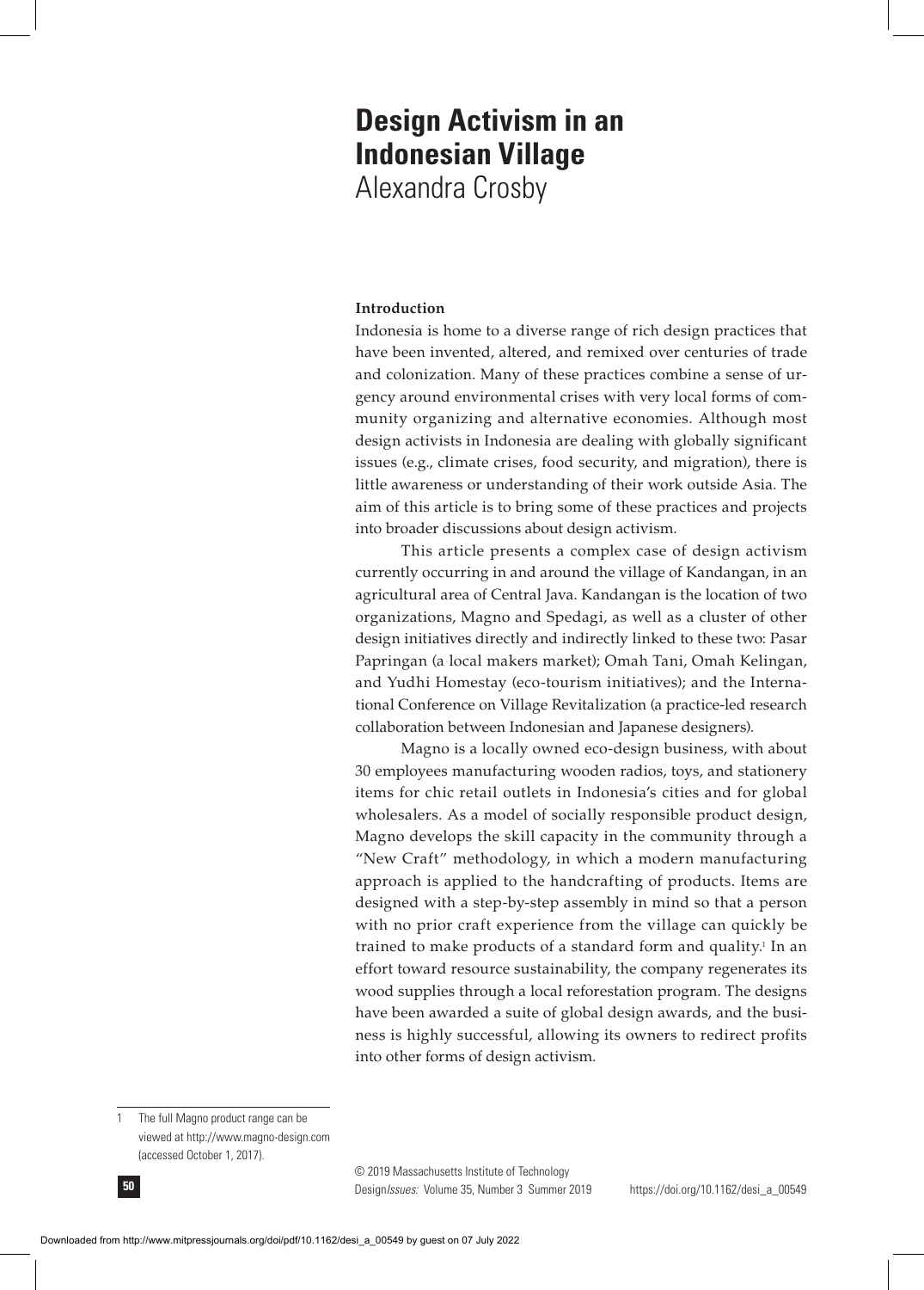# Design Activism in an Indonesian Village

Alexandra Crosby

## Introduction

Indonesia is home to a diverse range of rich design practices that have been invented, altered, and remixed over centuries of trade and colonization. Many of these practices combine a sense of urgency around environmental crises with very local forms of community organizing and alternative economies. Although most design activists in Indonesia are dealing with globally significant issues (e.g., climate crises, food security, and migration), there is little awareness or understanding of their work outside Asia. The aim of this article is to bring some of these practices and projects into broader discussions about design activism.

This article presents a complex case of design activism currently occurring in and around the village of Kandangan, in an agricultural area of Central Java. Kandangan is the location of two organizations, Magno and Spedagi, as well as a cluster of other design initiatives directly and indirectly linked to these two: Pasar Papringan (a local makers market); Omah Tani, Omah Kelingan, and Yudhi Homestay (eco-tourism initiatives); and the International Conference on Village Revitalization (a practice-led research collaboration between Indonesian and Japanese designers).

Magno is a locally owned eco-design business, with about 30 employees manufacturing wooden radios, toys, and stationery items for chic retail outlets in Indonesia's cities and for global wholesalers. As a model of socially responsible product design, Magno develops the skill capacity in the community through a "New Craft" methodology, in which a modern manufacturing approach is applied to the handcrafting of products. Items are designed with a step-by-step assembly in mind so that a person with no prior craft experience from the village can quickly be trained to make products of a standard form and quality.[1] In an effort toward resource sustainability, the company regenerates its wood supplies through a local reforestation program. The designs have been awarded a suite of global design awards, and the business is highly successful, allowing its owners to redirect profits into other forms of design activism.

---

1 The full Magno product range can be viewed at http://www.magno-design.com (accessed October 1, 2017).

© 2019 Massachusetts Institute of Technology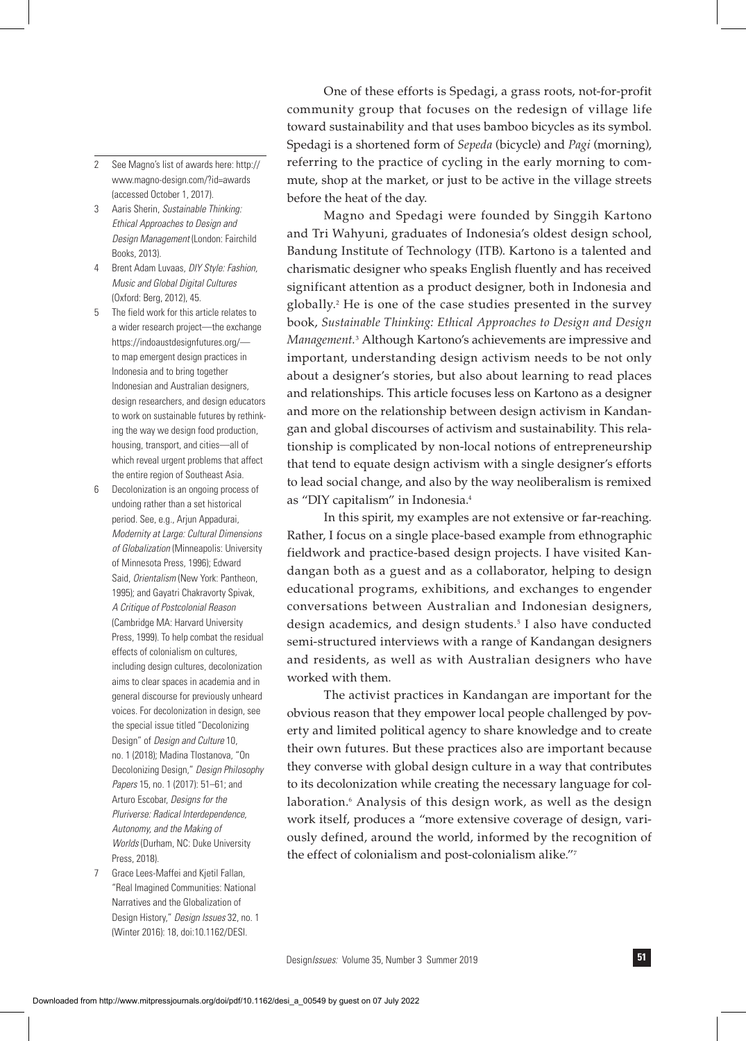One of these efforts is Spedagi, a grass roots, not-for-profit community group that focuses on the redesign of village life toward sustainability and that uses bamboo bicycles as its symbol. Spedagi is a shortened form of *Sepeda* (bicycle) and *Pagi* (morning), referring to the practice of cycling in the early morning to commute, shop at the market, or just to be active in the village streets before the heat of the day.

Magno and Spedagi were founded by Singgih Kartono and Tri Wahyuni, graduates of Indonesia's oldest design school, Bandung Institute of Technology (ITB). Kartono is a talented and charismatic designer who speaks English fluently and has received significant attention as a product designer, both in Indonesia and globally.[2] He is one of the case studies presented in the survey book, *Sustainable Thinking: Ethical Approaches to Design and Design Management*.[3] Although Kartono's achievements are impressive and important, understanding design activism needs to be not only about a designer's stories, but also about learning to read places and relationships. This article focuses less on Kartono as a designer and more on the relationship between design activism in Kandangan and global discourses of activism and sustainability. This relationship is complicated by non-local notions of entrepreneurship that tend to equate design activism with a single designer's efforts to lead social change, and also by the way neoliberalism is remixed as "DIY capitalism" in Indonesia.[4]

In this spirit, my examples are not extensive or far-reaching. Rather, I focus on a single place-based example from ethnographic fieldwork and practice-based design projects. I have visited Kandangan both as a guest and as a collaborator, helping to design educational programs, exhibitions, and exchanges to engender conversations between Australian and Indonesian designers, design academics, and design students.[5] I also have conducted semi-structured interviews with a range of Kandangan designers and residents, as well as with Australian designers who have worked with them.

The activist practices in Kandangan are important for the obvious reason that they empower local people challenged by poverty and limited political agency to share knowledge and to create their own futures. But these practices also are important because they converse with global design culture in a way that contributes to its decolonization while creating the necessary language for collaboration.[6] Analysis of this design work, as well as the design work itself, produces a "more extensive coverage of design, variously defined, around the world, informed by the recognition of the effect of colonialism and post-colonialism alike."[7]

---

2 See Magno's list of awards here: http://www.magno-design.com/?id=awards (accessed October 1, 2017).

3 Aaris Sherin, *Sustainable Thinking: Ethical Approaches to Design and Design Management* (London: Fairchild Books, 2013).

4 Brent Adam Luvaas, *DIY Style: Fashion, Music and Global Digital Cultures* (Oxford: Berg, 2012), 45.

5 The field work for this article relates to a wider research project—the exchange https://indoaustdesignfutures.org/—to map emergent design practices in Indonesia and to bring together Indonesian and Australian designers, design researchers, and design educators to work on sustainable futures by rethinking the way we design food production, housing, transport, and cities—all of which reveal urgent problems that affect the entire region of Southeast Asia.

6 Decolonization is an ongoing process of undoing rather than a set historical period. See, e.g., Arjun Appadurai, *Modernity at Large: Cultural Dimensions of Globalization* (Minneapolis: University of Minnesota Press, 1996); Edward Said, *Orientalism* (New York: Pantheon, 1995); and Gayatri Chakravorty Spivak, *A Critique of Postcolonial Reason* (Cambridge MA: Harvard University Press, 1999). To help combat the residual effects of colonialism on cultures, including design cultures, decolonization aims to clear spaces in academia and in general discourse for previously unheard voices. For decolonization in design, see the special issue titled "Decolonizing Design" of *Design and Culture* 10, no. 1 (2018); Madina Tlostanova, "On Decolonizing Design," *Design Philosophy Papers* 15, no. 1 (2017): 51–61; and Arturo Escobar, *Designs for the Pluriverse: Radical Interdependence, Autonomy, and the Making of Worlds* (Durham, NC: Duke University Press, 2018).

7 Grace Lees-Maffei and Kjetil Fallan, "Real Imagined Communities: National Narratives and the Globalization of Design History," *Design Issues* 32, no. 1 (Winter 2016): 18, doi:10.1162/DESI.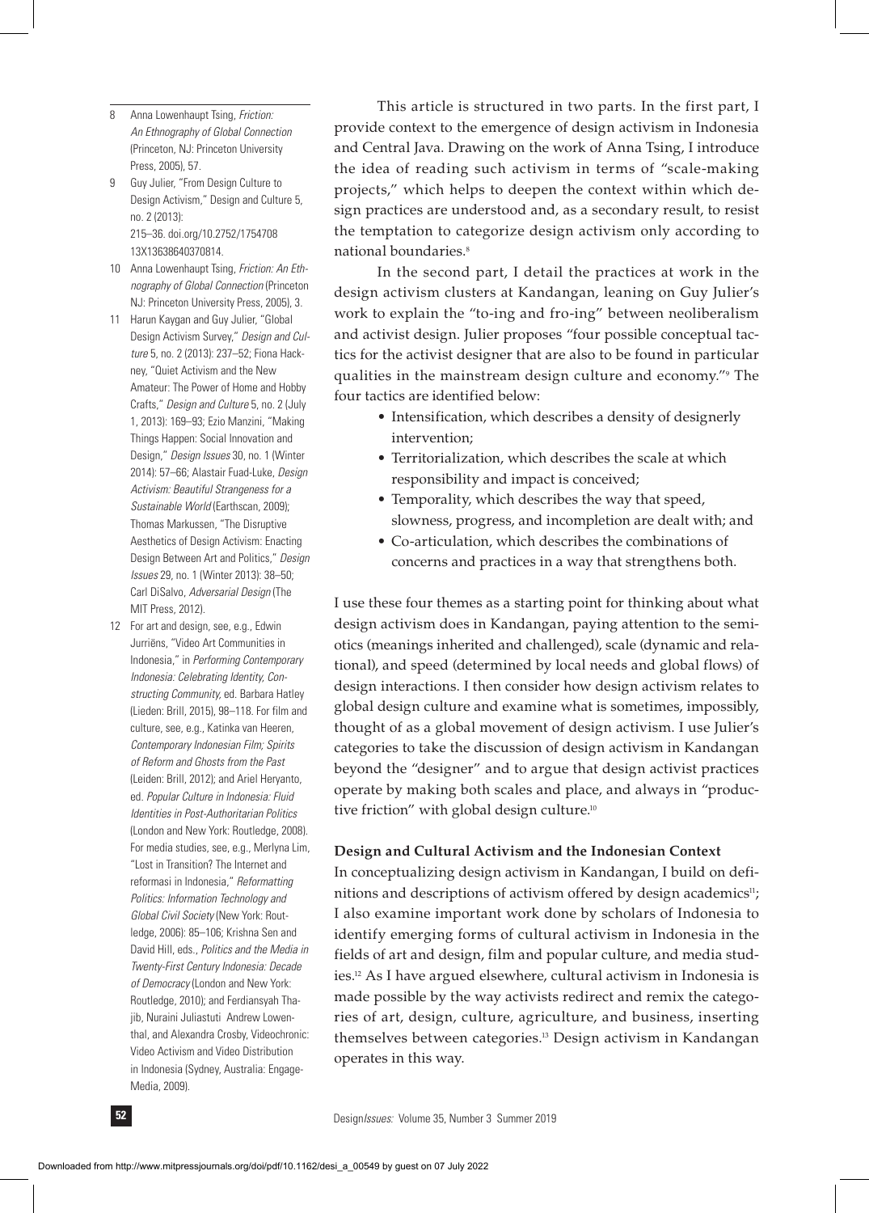This article is structured in two parts. In the first part, I provide context to the emergence of design activism in Indonesia and Central Java. Drawing on the work of Anna Tsing, I introduce the idea of reading such activism in terms of "scale-making projects," which helps to deepen the context within which design practices are understood and, as a secondary result, to resist the temptation to categorize design activism only according to national boundaries.[8]

In the second part, I detail the practices at work in the design activism clusters at Kandangan, leaning on Guy Julier's work to explain the "to-ing and fro-ing" between neoliberalism and activist design. Julier proposes "four possible conceptual tactics for the activist designer that are also to be found in particular qualities in the mainstream design culture and economy."[9] The four tactics are identified below:

- Intensification, which describes a density of designerly intervention;
- Territorialization, which describes the scale at which responsibility and impact is conceived;
- Temporality, which describes the way that speed, slowness, progress, and incompletion are dealt with; and
- Co-articulation, which describes the combinations of concerns and practices in a way that strengthens both.

I use these four themes as a starting point for thinking about what design activism does in Kandangan, paying attention to the semiotics (meanings inherited and challenged), scale (dynamic and relational), and speed (determined by local needs and global flows) of design interactions. I then consider how design activism relates to global design culture and examine what is sometimes, impossibly, thought of as a global movement of design activism. I use Julier's categories to take the discussion of design activism in Kandangan beyond the "designer" and to argue that design activist practices operate by making both scales and place, and always in "productive friction" with global design culture.[10]

## Design and Cultural Activism and the Indonesian Context

In conceptualizing design activism in Kandangan, I build on definitions and descriptions of activism offered by design academics[11]; I also examine important work done by scholars of Indonesia to identify emerging forms of cultural activism in Indonesia in the fields of art and design, film and popular culture, and media studies.[12] As I have argued elsewhere, cultural activism in Indonesia is made possible by the way activists redirect and remix the categories of art, design, culture, agriculture, and business, inserting themselves between categories.[13] Design activism in Kandangan operates in this way.

---

8 Anna Lowenhaupt Tsing, *Friction: An Ethnography of Global Connection* (Princeton, NJ: Princeton University Press, 2005), 57.

9 Guy Julier, "From Design Culture to Design Activism," Design and Culture 5, no. 2 (2013): 215–36. doi.org/10.2752/175470813X13638640370814.

10 Anna Lowenhaupt Tsing, *Friction: An Ethnography of Global Connection* (Princeton NJ: Princeton University Press, 2005), 3.

11 Harun Kaygan and Guy Julier, "Global Design Activism Survey," *Design and Culture* 5, no. 2 (2013): 237–52; Fiona Hackney, "Quiet Activism and the New Amateur: The Power of Home and Hobby Crafts," *Design and Culture* 5, no. 2 (July 1, 2013): 169–93; Ezio Manzini, "Making Things Happen: Social Innovation and Design," *Design Issues* 30, no. 1 (Winter 2014): 57–66; Alastair Fuad-Luke, *Design Activism: Beautiful Strangeness for a Sustainable World* (Earthscan, 2009); Thomas Markussen, "The Disruptive Aesthetics of Design Activism: Enacting Design Between Art and Politics," *Design Issues* 29, no. 1 (Winter 2013): 38–50; Carl DiSalvo, *Adversarial Design* (The MIT Press, 2012).

12 For art and design, see, e.g., Edwin Jurriëns, "Video Art Communities in Indonesia," in *Performing Contemporary Indonesia: Celebrating Identity, Constructing Community*, ed. Barbara Hatley (Lieden: Brill, 2015), 98–118. For film and culture, see, e.g., Katinka van Heeren, *Contemporary Indonesian Film; Spirits of Reform and Ghosts from the Past* (Leiden: Brill, 2012); and Ariel Heryanto, ed. *Popular Culture in Indonesia: Fluid Identities in Post-Authoritarian Politics* (London and New York: Routledge, 2008). For media studies, see, e.g., Merlyna Lim, "Lost in Transition? The Internet and reformasi in Indonesia," *Reformatting Politics: Information Technology and Global Civil Society* (New York: Routledge, 2006): 85–106; Krishna Sen and David Hill, eds., *Politics and the Media in Twenty-First Century Indonesia: Decade of Democracy* (London and New York: Routledge, 2010); and Ferdiansyah Thajib, Nuraini Juliastuti Andrew Lowenthal, and Alexandra Crosby, Videochronic: Video Activism and Video Distribution in Indonesia (Sydney, Australia: Engage-Media, 2009).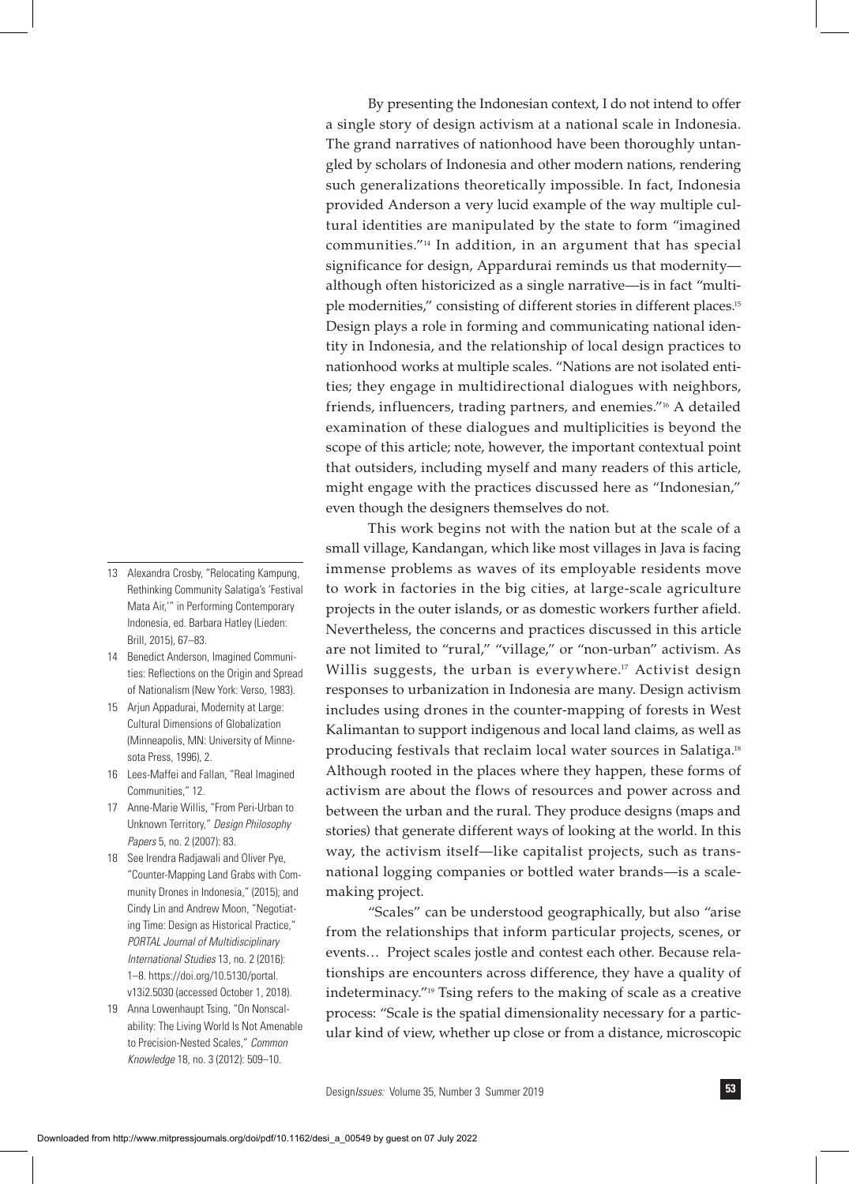By presenting the Indonesian context, I do not intend to offer a single story of design activism at a national scale in Indonesia. The grand narratives of nationhood have been thoroughly untangled by scholars of Indonesia and other modern nations, rendering such generalizations theoretically impossible. In fact, Indonesia provided Anderson a very lucid example of the way multiple cultural identities are manipulated by the state to form "imagined communities."[14] In addition, in an argument that has special significance for design, Appardurai reminds us that modernity—although often historicized as a single narrative—is in fact "multiple modernities," consisting of different stories in different places.[15] Design plays a role in forming and communicating national identity in Indonesia, and the relationship of local design practices to nationhood works at multiple scales. "Nations are not isolated entities; they engage in multidirectional dialogues with neighbors, friends, influencers, trading partners, and enemies."[16] A detailed examination of these dialogues and multiplicities is beyond the scope of this article; note, however, the important contextual point that outsiders, including myself and many readers of this article, might engage with the practices discussed here as "Indonesian," even though the designers themselves do not.

This work begins not with the nation but at the scale of a small village, Kandangan, which like most villages in Java is facing immense problems as waves of its employable residents move to work in factories in the big cities, at large-scale agriculture projects in the outer islands, or as domestic workers further afield. Nevertheless, the concerns and practices discussed in this article are not limited to "rural," "village," or "non-urban" activism. As Willis suggests, the urban is everywhere.[17] Activist design responses to urbanization in Indonesia are many. Design activism includes using drones in the counter-mapping of forests in West Kalimantan to support indigenous and local land claims, as well as producing festivals that reclaim local water sources in Salatiga.[18] Although rooted in the places where they happen, these forms of activism are about the flows of resources and power across and between the urban and the rural. They produce designs (maps and stories) that generate different ways of looking at the world. In this way, the activism itself—like capitalist projects, such as transnational logging companies or bottled water brands—is a scale-making project.

"Scales" can be understood geographically, but also "arise from the relationships that inform particular projects, scenes, or events… Project scales jostle and contest each other. Because relationships are encounters across difference, they have a quality of indeterminacy."[19] Tsing refers to the making of scale as a creative process: "Scale is the spatial dimensionality necessary for a particular kind of view, whether up close or from a distance, microscopic

---

13 Alexandra Crosby, "Relocating Kampung, Rethinking Community Salatiga's 'Festival Mata Air,'" in Performing Contemporary Indonesia, ed. Barbara Hatley (Lieden: Brill, 2015), 67–83.

14 Benedict Anderson, Imagined Communities: Reflections on the Origin and Spread of Nationalism (New York: Verso, 1983).

15 Arjun Appadurai, Modernity at Large: Cultural Dimensions of Globalization (Minneapolis, MN: University of Minnesota Press, 1996), 2.

16 Lees-Maffei and Fallan, "Real Imagined Communities," 12.

17 Anne-Marie Willis, "From Peri-Urban to Unknown Territory," *Design Philosophy Papers* 5, no. 2 (2007): 83.

18 See Irendra Radjawali and Oliver Pye, "Counter-Mapping Land Grabs with Community Drones in Indonesia," (2015); and Cindy Lin and Andrew Moon, "Negotiating Time: Design as Historical Practice," *PORTAL Journal of Multidisciplinary International Studies* 13, no. 2 (2016): 1–8. https://doi.org/10.5130/portal.v13i2.5030 (accessed October 1, 2018).

19 Anna Lowenhaupt Tsing, "On Nonscalability: The Living World Is Not Amenable to Precision-Nested Scales," *Common Knowledge* 18, no. 3 (2012): 509–10.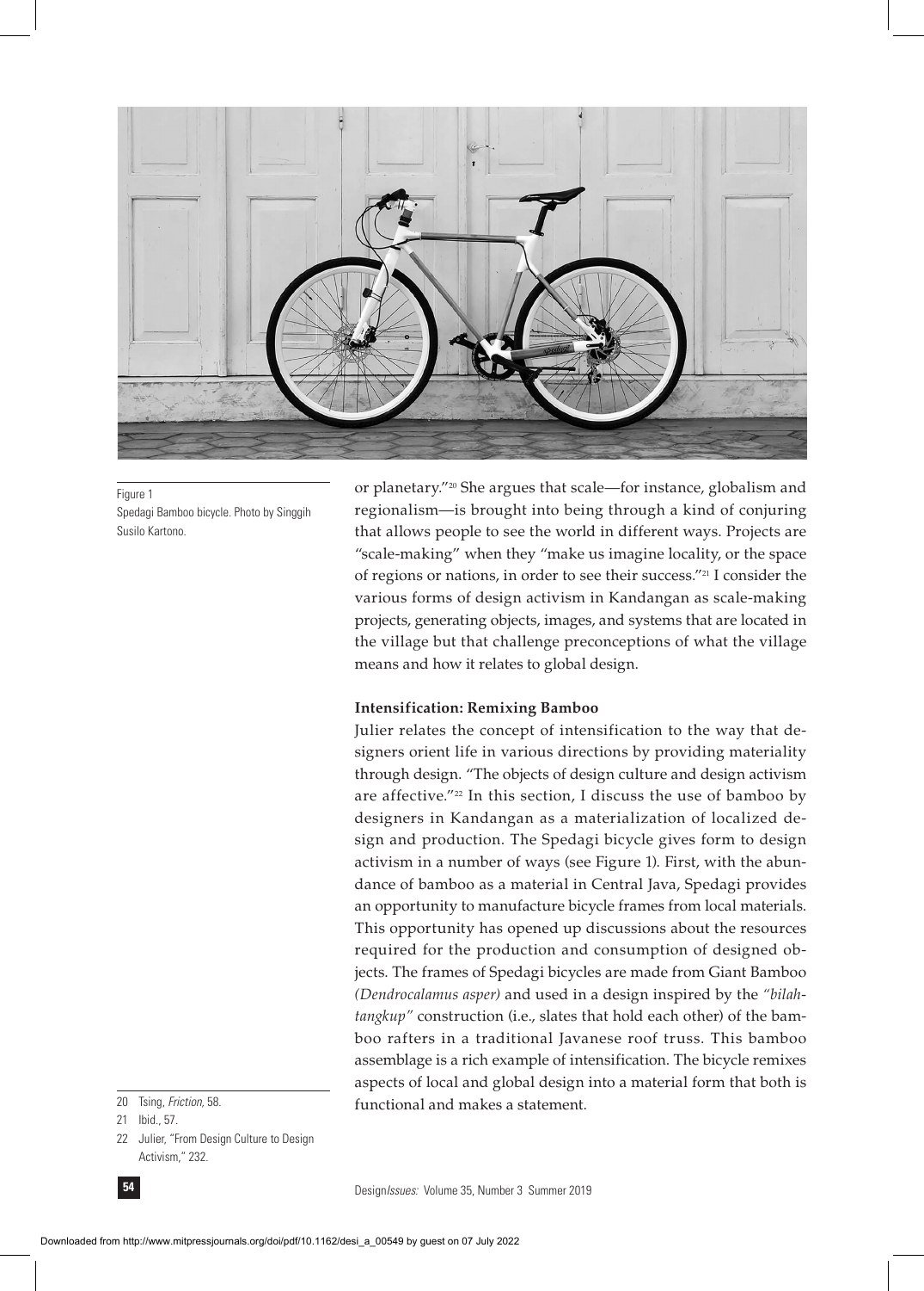Figure 1
Spedagi Bamboo bicycle. Photo by Singgih Susilo Kartono.

or planetary."[20] She argues that scale—for instance, globalism and regionalism—is brought into being through a kind of conjuring that allows people to see the world in different ways. Projects are "scale-making" when they "make us imagine locality, or the space of regions or nations, in order to see their success."[21] I consider the various forms of design activism in Kandangan as scale-making projects, generating objects, images, and systems that are located in the village but that challenge preconceptions of what the village means and how it relates to global design.

**Intensification: Remixing Bamboo**

Julier relates the concept of intensification to the way that designers orient life in various directions by providing materiality through design. "The objects of design culture and design activism are affective."[22] In this section, I discuss the use of bamboo by designers in Kandangan as a materialization of localized design and production. The Spedagi bicycle gives form to design activism in a number of ways (see Figure 1). First, with the abundance of bamboo as a material in Central Java, Spedagi provides an opportunity to manufacture bicycle frames from local materials. This opportunity has opened up discussions about the resources required for the production and consumption of designed objects. The frames of Spedagi bicycles are made from Giant Bamboo *(Dendrocalamus asper)* and used in a design inspired by the *"bilah-tangkup"* construction (i.e., slates that hold each other) of the bamboo rafters in a traditional Javanese roof truss. This bamboo assemblage is a rich example of intensification. The bicycle remixes aspects of local and global design into a material form that both is functional and makes a statement.

20 Tsing, *Friction*, 58.

21 Ibid., 57.

22 Julier, "From Design Culture to Design Activism," 232.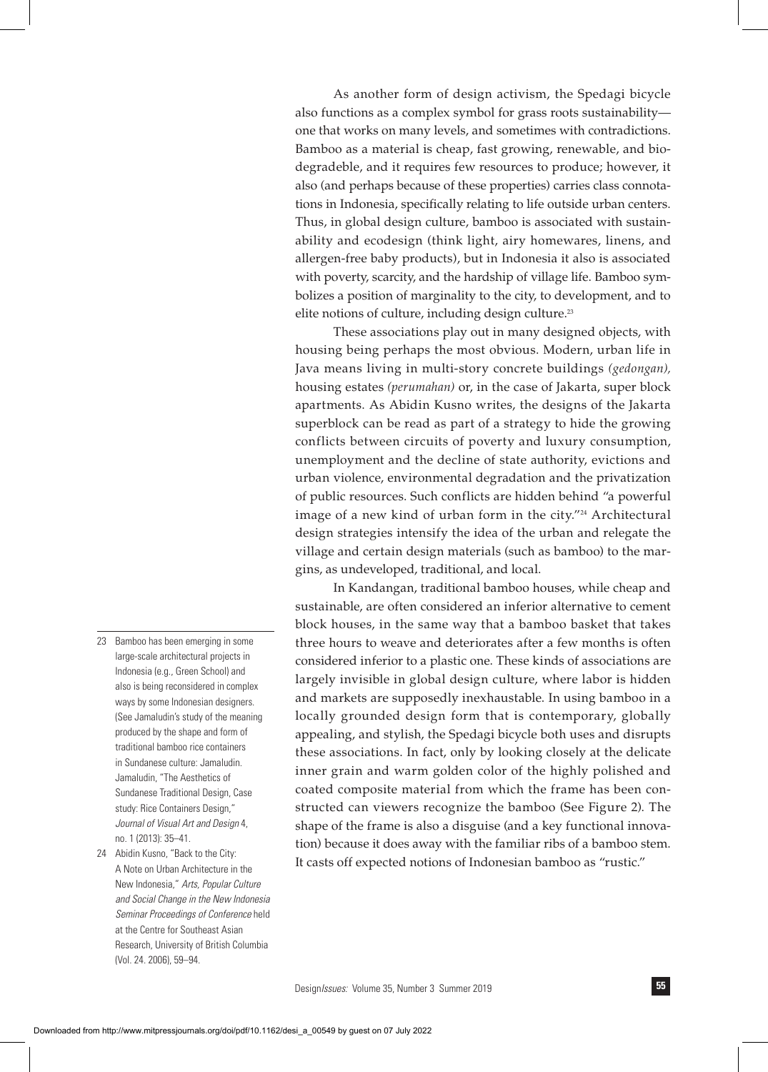As another form of design activism, the Spedagi bicycle also functions as a complex symbol for grass roots sustainability—one that works on many levels, and sometimes with contradictions. Bamboo as a material is cheap, fast growing, renewable, and biodegradeble, and it requires few resources to produce; however, it also (and perhaps because of these properties) carries class connotations in Indonesia, specifically relating to life outside urban centers. Thus, in global design culture, bamboo is associated with sustainability and ecodesign (think light, airy homewares, linens, and allergen-free baby products), but in Indonesia it also is associated with poverty, scarcity, and the hardship of village life. Bamboo symbolizes a position of marginality to the city, to development, and to elite notions of culture, including design culture.[23]

These associations play out in many designed objects, with housing being perhaps the most obvious. Modern, urban life in Java means living in multi-story concrete buildings *(gedongan),* housing estates *(perumahan)* or, in the case of Jakarta, super block apartments. As Abidin Kusno writes, the designs of the Jakarta superblock can be read as part of a strategy to hide the growing conflicts between circuits of poverty and luxury consumption, unemployment and the decline of state authority, evictions and urban violence, environmental degradation and the privatization of public resources. Such conflicts are hidden behind "a powerful image of a new kind of urban form in the city."[24] Architectural design strategies intensify the idea of the urban and relegate the village and certain design materials (such as bamboo) to the margins, as undeveloped, traditional, and local.

In Kandangan, traditional bamboo houses, while cheap and sustainable, are often considered an inferior alternative to cement block houses, in the same way that a bamboo basket that takes three hours to weave and deteriorates after a few months is often considered inferior to a plastic one. These kinds of associations are largely invisible in global design culture, where labor is hidden and markets are supposedly inexhaustable. In using bamboo in a locally grounded design form that is contemporary, globally appealing, and stylish, the Spedagi bicycle both uses and disrupts these associations. In fact, only by looking closely at the delicate inner grain and warm golden color of the highly polished and coated composite material from which the frame has been constructed can viewers recognize the bamboo (See Figure 2). The shape of the frame is also a disguise (and a key functional innovation) because it does away with the familiar ribs of a bamboo stem. It casts off expected notions of Indonesian bamboo as "rustic."

---

23 Bamboo has been emerging in some large-scale architectural projects in Indonesia (e.g., Green School) and also is being reconsidered in complex ways by some Indonesian designers. (See Jamaludin's study of the meaning produced by the shape and form of traditional bamboo rice containers in Sundanese culture: Jamaludin. Jamaludin, "The Aesthetics of Sundanese Traditional Design, Case study: Rice Containers Design," *Journal of Visual Art and Design* 4, no. 1 (2013): 35–41.

24 Abidin Kusno, "Back to the City: A Note on Urban Architecture in the New Indonesia," *Arts, Popular Culture and Social Change in the New Indonesia Seminar Proceedings of Conference* held at the Centre for Southeast Asian Research, University of British Columbia (Vol. 24. 2006), 59–94.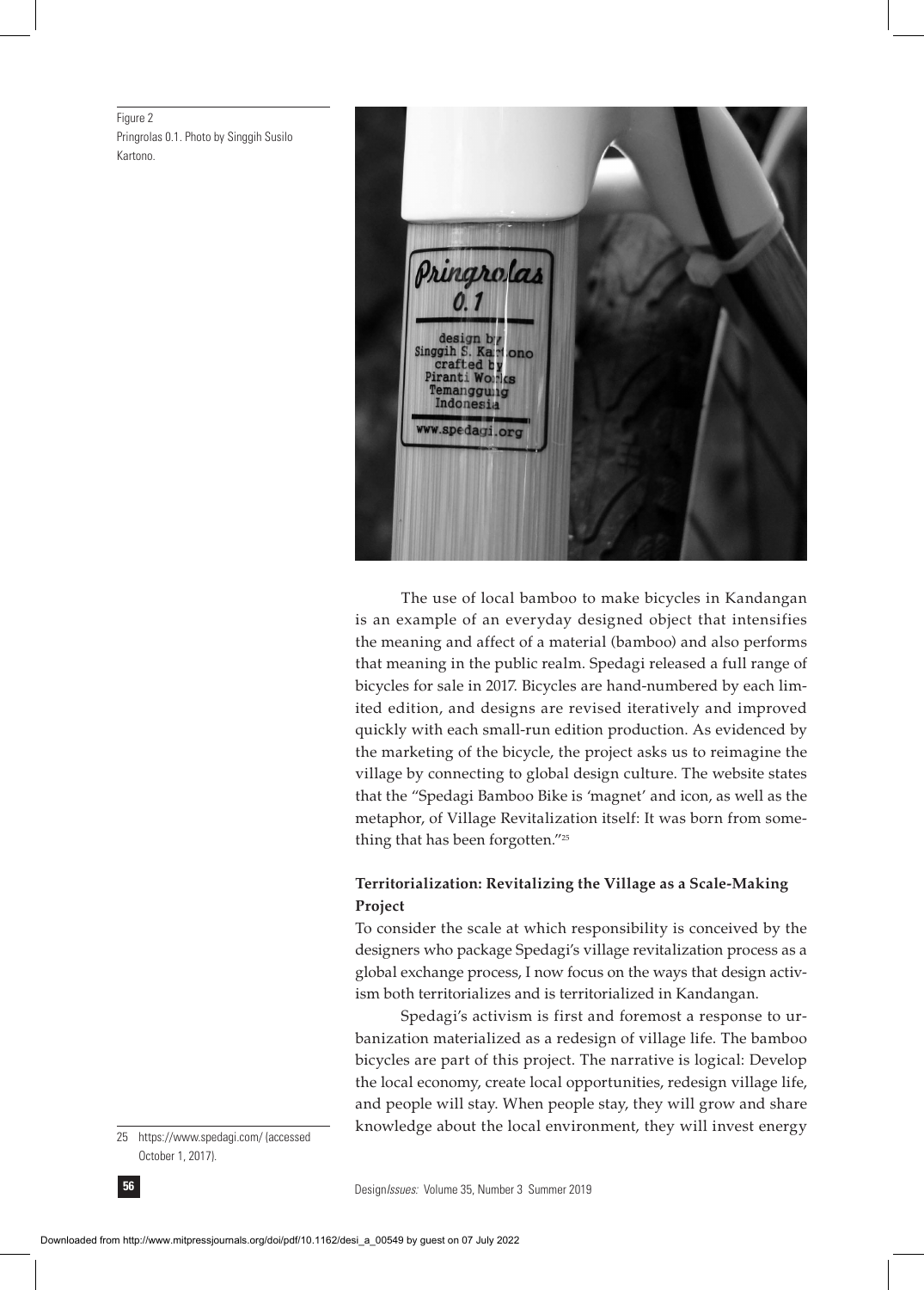Figure 2
Pringrolas 0.1. Photo by Singgih Susilo Kartono.

The use of local bamboo to make bicycles in Kandangan is an example of an everyday designed object that intensifies the meaning and affect of a material (bamboo) and also performs that meaning in the public realm. Spedagi released a full range of bicycles for sale in 2017. Bicycles are hand-numbered by each limited edition, and designs are revised iteratively and improved quickly with each small-run edition production. As evidenced by the marketing of the bicycle, the project asks us to reimagine the village by connecting to global design culture. The website states that the "Spedagi Bamboo Bike is 'magnet' and icon, as well as the metaphor, of Village Revitalization itself: It was born from something that has been forgotten."[25]

### Territorialization: Revitalizing the Village as a Scale-Making Project

To consider the scale at which responsibility is conceived by the designers who package Spedagi's village revitalization process as a global exchange process, I now focus on the ways that design activism both territorializes and is territorialized in Kandangan.

Spedagi's activism is first and foremost a response to urbanization materialized as a redesign of village life. The bamboo bicycles are part of this project. The narrative is logical: Develop the local economy, create local opportunities, redesign village life, and people will stay. When people stay, they will grow and share knowledge about the local environment, they will invest energy

25 https://www.spedagi.com/ (accessed October 1, 2017).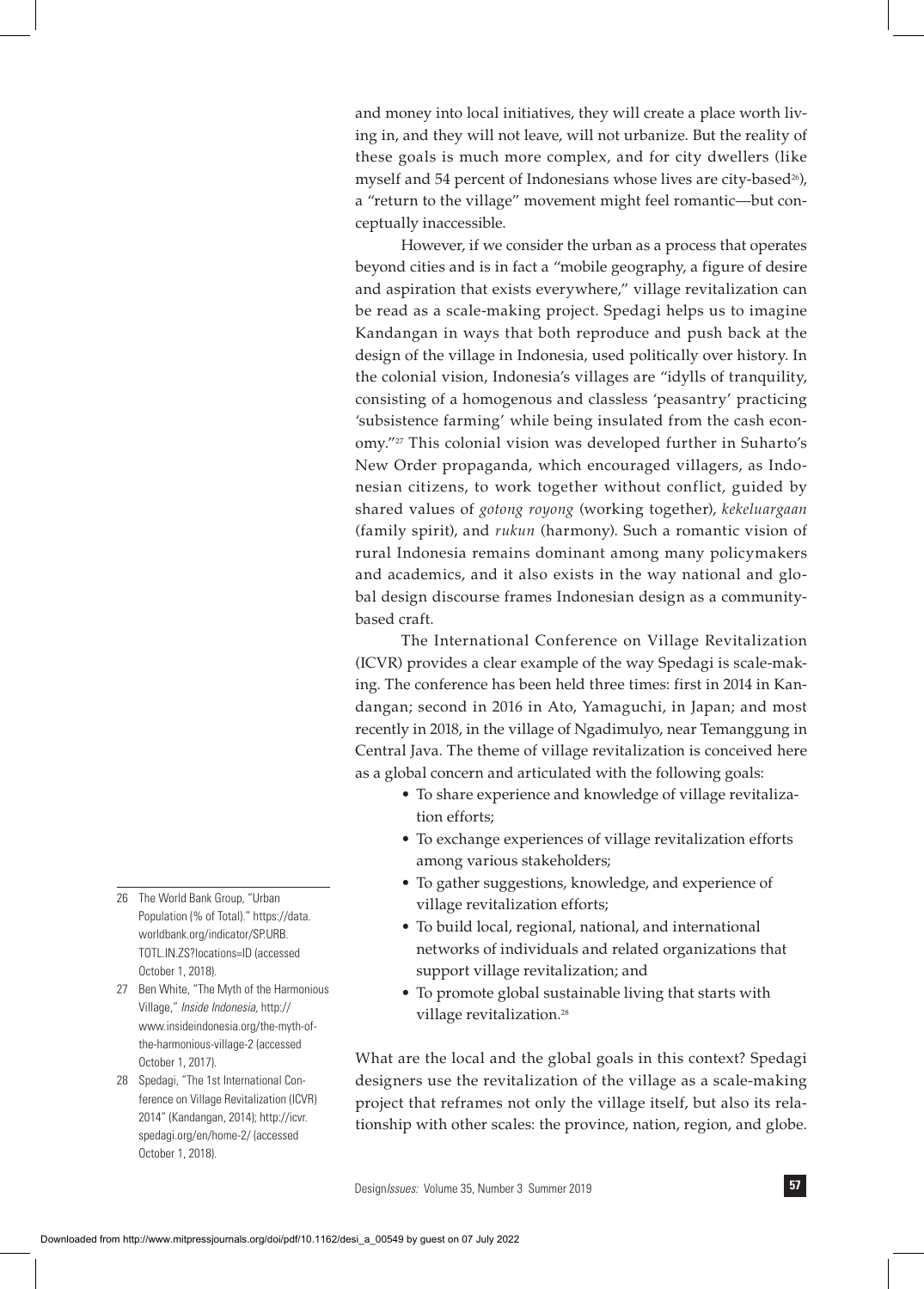and money into local initiatives, they will create a place worth living in, and they will not leave, will not urbanize. But the reality of these goals is much more complex, and for city dwellers (like myself and 54 percent of Indonesians whose lives are city-based[26]), a "return to the village" movement might feel romantic—but conceptually inaccessible.

However, if we consider the urban as a process that operates beyond cities and is in fact a "mobile geography, a figure of desire and aspiration that exists everywhere," village revitalization can be read as a scale-making project. Spedagi helps us to imagine Kandangan in ways that both reproduce and push back at the design of the village in Indonesia, used politically over history. In the colonial vision, Indonesia's villages are "idylls of tranquility, consisting of a homogenous and classless 'peasantry' practicing 'subsistence farming' while being insulated from the cash economy."[27] This colonial vision was developed further in Suharto's New Order propaganda, which encouraged villagers, as Indonesian citizens, to work together without conflict, guided by shared values of *gotong royong* (working together), *kekeluargaan* (family spirit), and *rukun* (harmony). Such a romantic vision of rural Indonesia remains dominant among many policymakers and academics, and it also exists in the way national and global design discourse frames Indonesian design as a community-based craft.

The International Conference on Village Revitalization (ICVR) provides a clear example of the way Spedagi is scale-making. The conference has been held three times: first in 2014 in Kandangan; second in 2016 in Ato, Yamaguchi, in Japan; and most recently in 2018, in the village of Ngadimulyo, near Temanggung in Central Java. The theme of village revitalization is conceived here as a global concern and articulated with the following goals:

- To share experience and knowledge of village revitalization efforts;
- To exchange experiences of village revitalization efforts among various stakeholders;
- To gather suggestions, knowledge, and experience of village revitalization efforts;
- To build local, regional, national, and international networks of individuals and related organizations that support village revitalization; and
- To promote global sustainable living that starts with village revitalization.[28]

What are the local and the global goals in this context? Spedagi designers use the revitalization of the village as a scale-making project that reframes not only the village itself, but also its relationship with other scales: the province, nation, region, and globe.

---

26 The World Bank Group, "Urban Population (% of Total)." https://data.worldbank.org/indicator/SP.URB.TOTL.IN.ZS?locations=ID (accessed October 1, 2018).

27 Ben White, "The Myth of the Harmonious Village," *Inside Indonesia*, http://www.insideindonesia.org/the-myth-of-the-harmonious-village-2 (accessed October 1, 2017).

28 Spedagi, "The 1st International Conference on Village Revitalization (ICVR) 2014" (Kandangan, 2014); http://icvr.spedagi.org/en/home-2/ (accessed October 1, 2018).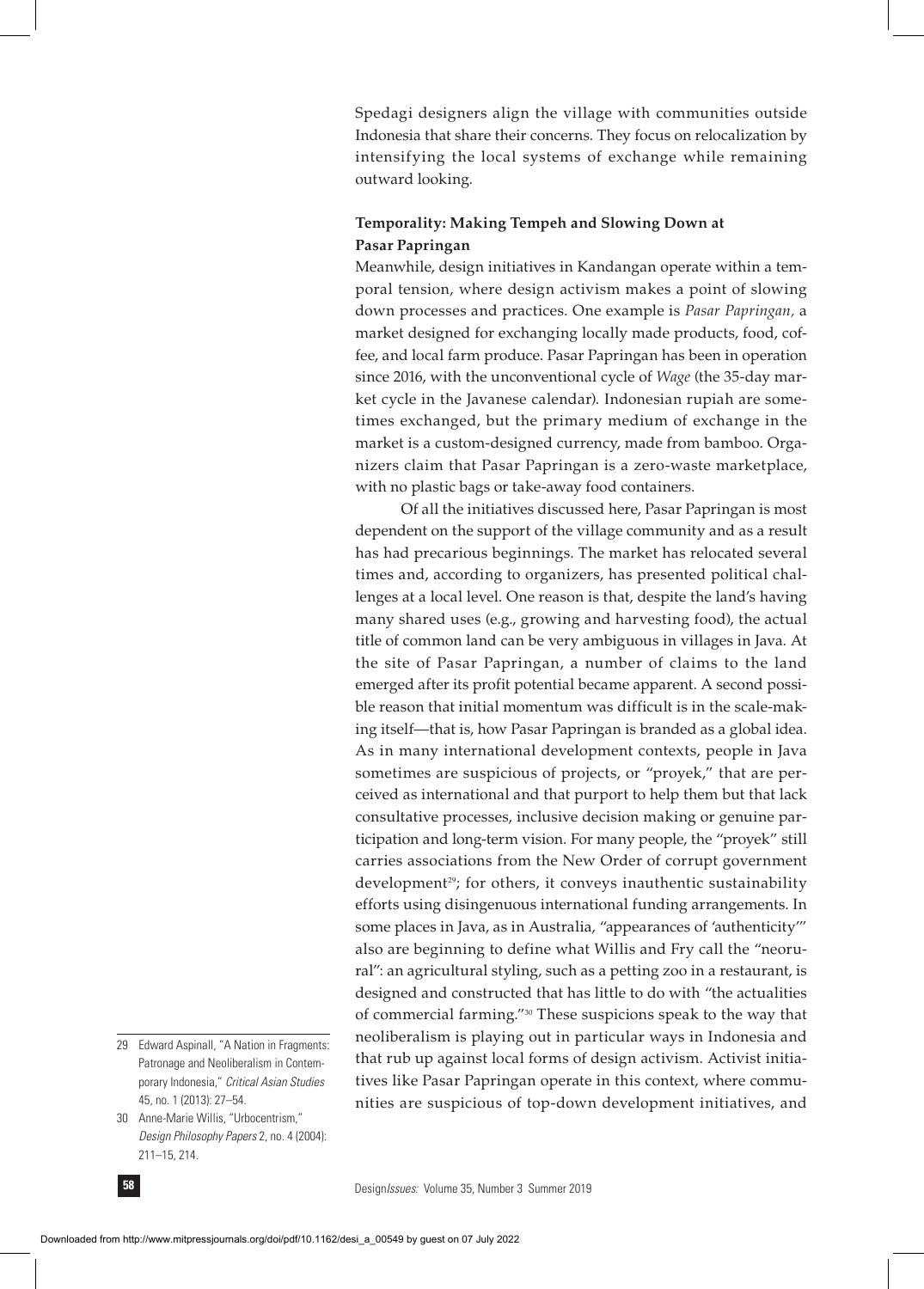Spedagi designers align the village with communities outside Indonesia that share their concerns. They focus on relocalization by intensifying the local systems of exchange while remaining outward looking.

### Temporality: Making Tempeh and Slowing Down at Pasar Papringan

Meanwhile, design initiatives in Kandangan operate within a temporal tension, where design activism makes a point of slowing down processes and practices. One example is *Pasar Papringan,* a market designed for exchanging locally made products, food, coffee, and local farm produce. Pasar Papringan has been in operation since 2016, with the unconventional cycle of *Wage* (the 35-day market cycle in the Javanese calendar). Indonesian rupiah are sometimes exchanged, but the primary medium of exchange in the market is a custom-designed currency, made from bamboo. Organizers claim that Pasar Papringan is a zero-waste marketplace, with no plastic bags or take-away food containers.

Of all the initiatives discussed here, Pasar Papringan is most dependent on the support of the village community and as a result has had precarious beginnings. The market has relocated several times and, according to organizers, has presented political challenges at a local level. One reason is that, despite the land's having many shared uses (e.g., growing and harvesting food), the actual title of common land can be very ambiguous in villages in Java. At the site of Pasar Papringan, a number of claims to the land emerged after its profit potential became apparent. A second possible reason that initial momentum was difficult is in the scale-making itself—that is, how Pasar Papringan is branded as a global idea. As in many international development contexts, people in Java sometimes are suspicious of projects, or "proyek," that are perceived as international and that purport to help them but that lack consultative processes, inclusive decision making or genuine participation and long-term vision. For many people, the "proyek" still carries associations from the New Order of corrupt government development[29]; for others, it conveys inauthentic sustainability efforts using disingenuous international funding arrangements. In some places in Java, as in Australia, "appearances of 'authenticity'" also are beginning to define what Willis and Fry call the "neorural": an agricultural styling, such as a petting zoo in a restaurant, is designed and constructed that has little to do with "the actualities of commercial farming."[30] These suspicions speak to the way that neoliberalism is playing out in particular ways in Indonesia and that rub up against local forms of design activism. Activist initiatives like Pasar Papringan operate in this context, where communities are suspicious of top-down development initiatives, and

29 Edward Aspinall, "A Nation in Fragments: Patronage and Neoliberalism in Contemporary Indonesia," *Critical Asian Studies* 45, no. 1 (2013): 27–54.

30 Anne-Marie Willis, "Urbocentrism," *Design Philosophy Papers* 2, no. 4 (2004): 211–15, 214.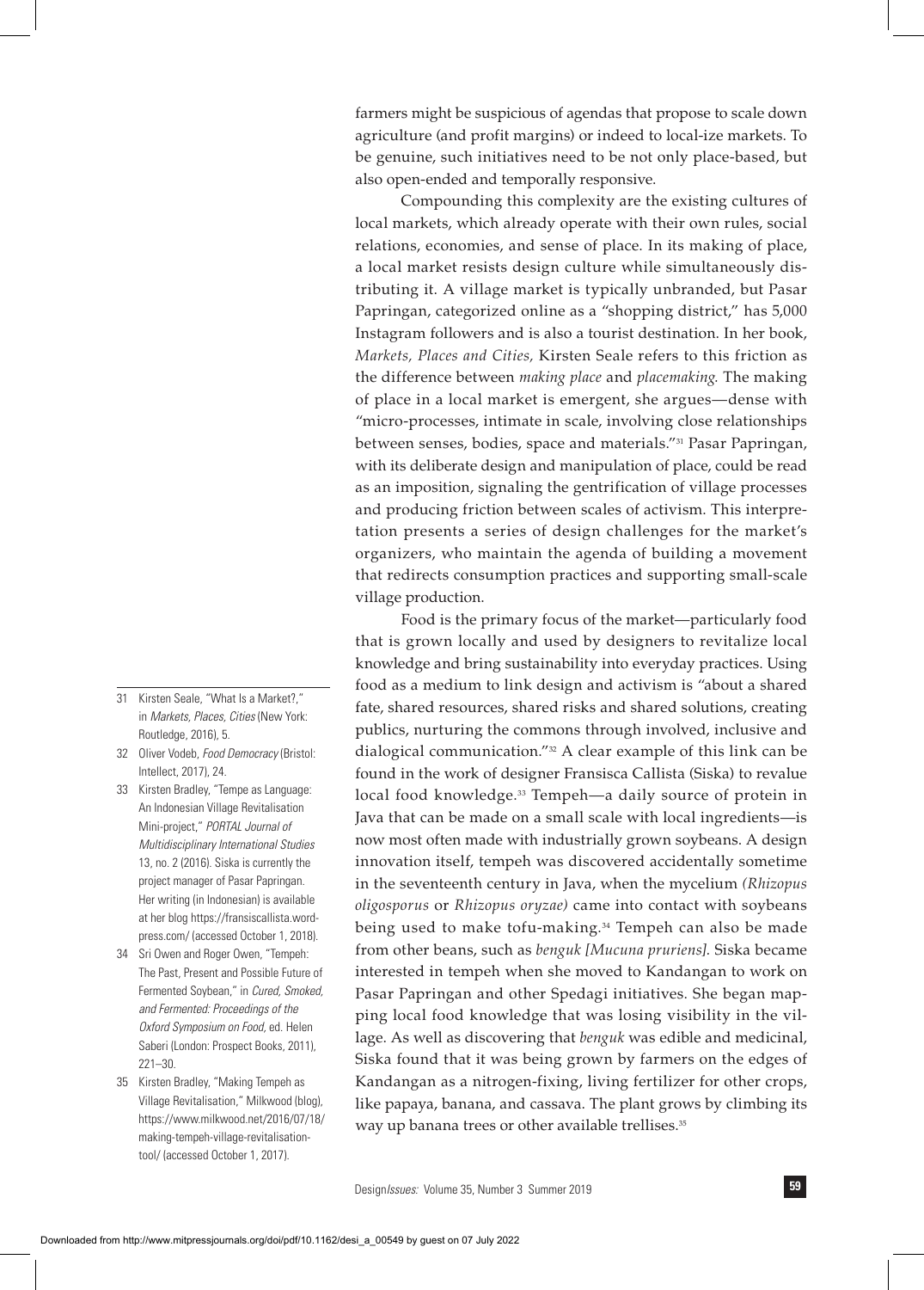farmers might be suspicious of agendas that propose to scale down agriculture (and profit margins) or indeed to local-ize markets. To be genuine, such initiatives need to be not only place-based, but also open-ended and temporally responsive.

Compounding this complexity are the existing cultures of local markets, which already operate with their own rules, social relations, economies, and sense of place. In its making of place, a local market resists design culture while simultaneously distributing it. A village market is typically unbranded, but Pasar Papringan, categorized online as a "shopping district," has 5,000 Instagram followers and is also a tourist destination. In her book, *Markets, Places and Cities,* Kirsten Seale refers to this friction as the difference between *making place* and *placemaking.* The making of place in a local market is emergent, she argues—dense with "micro-processes, intimate in scale, involving close relationships between senses, bodies, space and materials."[31] Pasar Papringan, with its deliberate design and manipulation of place, could be read as an imposition, signaling the gentrification of village processes and producing friction between scales of activism. This interpretation presents a series of design challenges for the market's organizers, who maintain the agenda of building a movement that redirects consumption practices and supporting small-scale village production.

Food is the primary focus of the market—particularly food that is grown locally and used by designers to revitalize local knowledge and bring sustainability into everyday practices. Using food as a medium to link design and activism is "about a shared fate, shared resources, shared risks and shared solutions, creating publics, nurturing the commons through involved, inclusive and dialogical communication."[32] A clear example of this link can be found in the work of designer Fransisca Callista (Siska) to revalue local food knowledge.[33] Tempeh—a daily source of protein in Java that can be made on a small scale with local ingredients—is now most often made with industrially grown soybeans. A design innovation itself, tempeh was discovered accidentally sometime in the seventeenth century in Java, when the mycelium *(Rhizopus oligosporus* or *Rhizopus oryzae)* came into contact with soybeans being used to make tofu-making.[34] Tempeh can also be made from other beans, such as *benguk [Mucuna pruriens].* Siska became interested in tempeh when she moved to Kandangan to work on Pasar Papringan and other Spedagi initiatives. She began mapping local food knowledge that was losing visibility in the village. As well as discovering that *benguk* was edible and medicinal, Siska found that it was being grown by farmers on the edges of Kandangan as a nitrogen-fixing, living fertilizer for other crops, like papaya, banana, and cassava. The plant grows by climbing its way up banana trees or other available trellises.[35]

---

31 Kirsten Seale, "What Is a Market?," in *Markets, Places, Cities* (New York: Routledge, 2016), 5.

32 Oliver Vodeb, *Food Democracy* (Bristol: Intellect, 2017), 24.

33 Kirsten Bradley, "Tempe as Language: An Indonesian Village Revitalisation Mini-project," *PORTAL Journal of Multidisciplinary International Studies* 13, no. 2 (2016). Siska is currently the project manager of Pasar Papringan. Her writing (in Indonesian) is available at her blog https://fransiscallista.wordpress.com/ (accessed October 1, 2018).

34 Sri Owen and Roger Owen, "Tempeh: The Past, Present and Possible Future of Fermented Soybean," in *Cured, Smoked, and Fermented: Proceedings of the Oxford Symposium on Food,* ed. Helen Saberi (London: Prospect Books, 2011), 221–30.

35 Kirsten Bradley, "Making Tempeh as Village Revitalisation," Milkwood (blog), https://www.milkwood.net/2016/07/18/making-tempeh-village-revitalisation-tool/ (accessed October 1, 2017).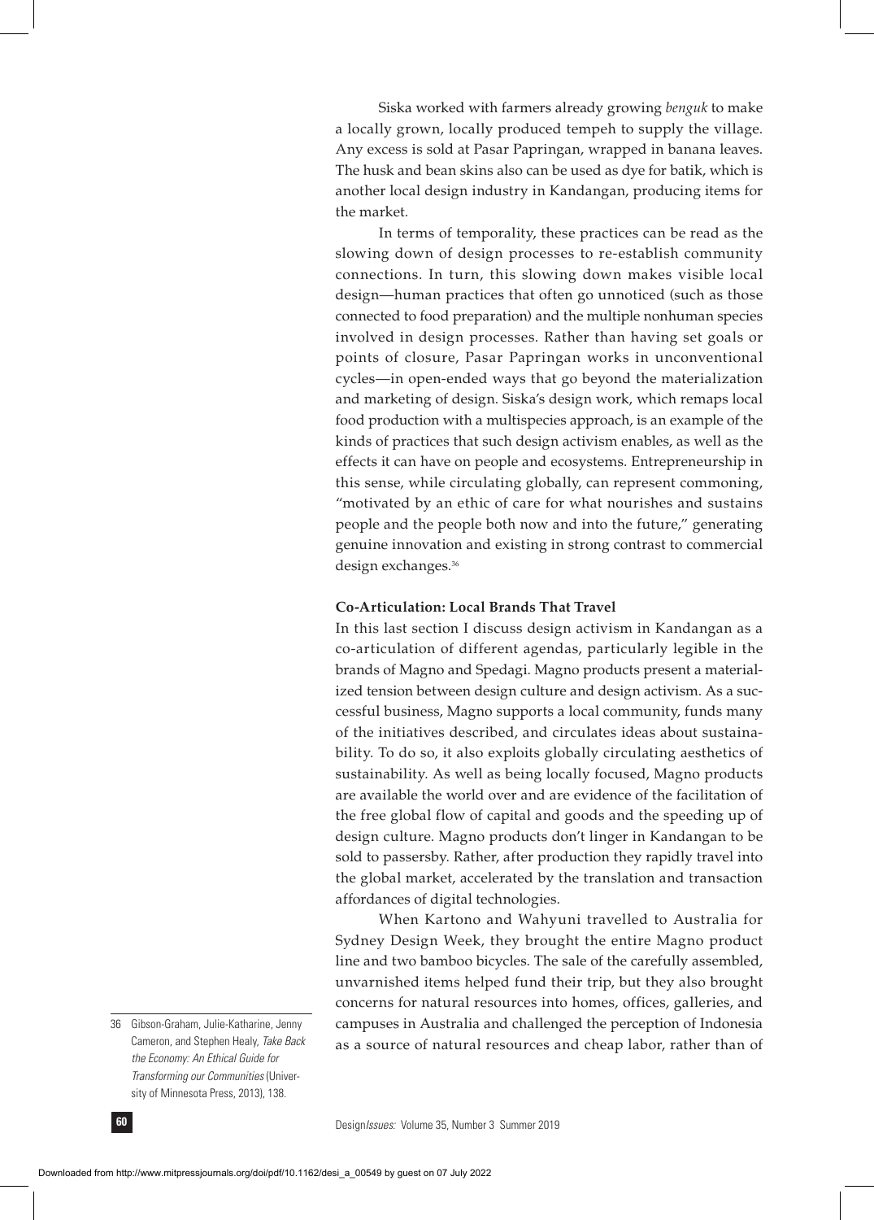Siska worked with farmers already growing *benguk* to make a locally grown, locally produced tempeh to supply the village. Any excess is sold at Pasar Papringan, wrapped in banana leaves. The husk and bean skins also can be used as dye for batik, which is another local design industry in Kandangan, producing items for the market.

In terms of temporality, these practices can be read as the slowing down of design processes to re-establish community connections. In turn, this slowing down makes visible local design—human practices that often go unnoticed (such as those connected to food preparation) and the multiple nonhuman species involved in design processes. Rather than having set goals or points of closure, Pasar Papringan works in unconventional cycles—in open-ended ways that go beyond the materialization and marketing of design. Siska's design work, which remaps local food production with a multispecies approach, is an example of the kinds of practices that such design activism enables, as well as the effects it can have on people and ecosystems. Entrepreneurship in this sense, while circulating globally, can represent commoning, "motivated by an ethic of care for what nourishes and sustains people and the people both now and into the future," generating genuine innovation and existing in strong contrast to commercial design exchanges.[36]

### Co-Articulation: Local Brands That Travel

In this last section I discuss design activism in Kandangan as a co-articulation of different agendas, particularly legible in the brands of Magno and Spedagi. Magno products present a materialized tension between design culture and design activism. As a successful business, Magno supports a local community, funds many of the initiatives described, and circulates ideas about sustainability. To do so, it also exploits globally circulating aesthetics of sustainability. As well as being locally focused, Magno products are available the world over and are evidence of the facilitation of the free global flow of capital and goods and the speeding up of design culture. Magno products don't linger in Kandangan to be sold to passersby. Rather, after production they rapidly travel into the global market, accelerated by the translation and transaction affordances of digital technologies.

When Kartono and Wahyuni travelled to Australia for Sydney Design Week, they brought the entire Magno product line and two bamboo bicycles. The sale of the carefully assembled, unvarnished items helped fund their trip, but they also brought concerns for natural resources into homes, offices, galleries, and campuses in Australia and challenged the perception of Indonesia as a source of natural resources and cheap labor, rather than of

36 Gibson-Graham, Julie-Katharine, Jenny Cameron, and Stephen Healy, *Take Back the Economy: An Ethical Guide for Transforming our Communities* (University of Minnesota Press, 2013), 138.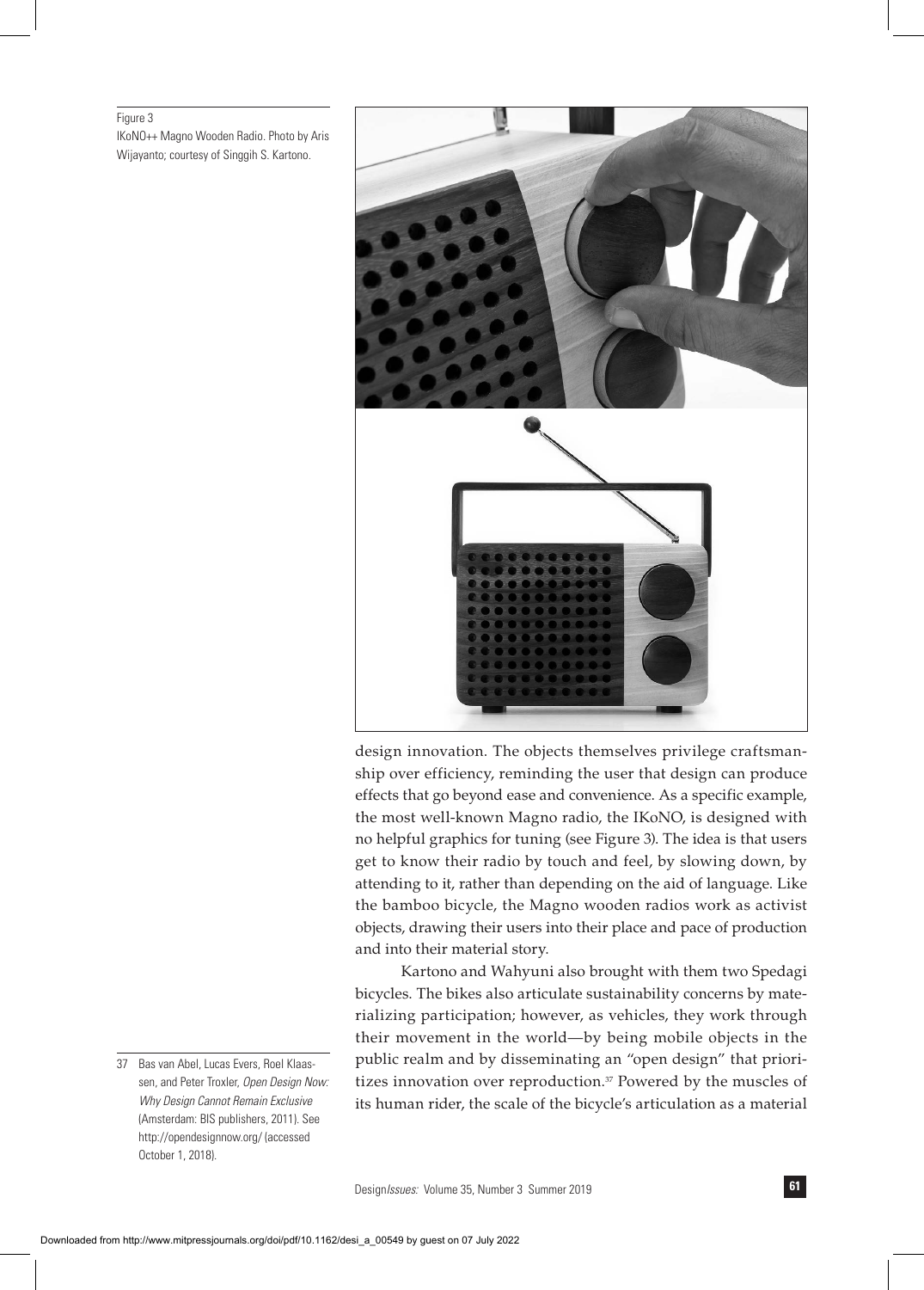Figure 3
IKoNO++ Magno Wooden Radio. Photo by Aris Wijayanto; courtesy of Singgih S. Kartono.

design innovation. The objects themselves privilege craftsmanship over efficiency, reminding the user that design can produce effects that go beyond ease and convenience. As a specific example, the most well-known Magno radio, the IKoNO, is designed with no helpful graphics for tuning (see Figure 3). The idea is that users get to know their radio by touch and feel, by slowing down, by attending to it, rather than depending on the aid of language. Like the bamboo bicycle, the Magno wooden radios work as activist objects, drawing their users into their place and pace of production and into their material story.

Kartono and Wahyuni also brought with them two Spedagi bicycles. The bikes also articulate sustainability concerns by materializing participation; however, as vehicles, they work through their movement in the world—by being mobile objects in the public realm and by disseminating an "open design" that prioritizes innovation over reproduction.[37] Powered by the muscles of its human rider, the scale of the bicycle's articulation as a material

37 Bas van Abel, Lucas Evers, Roel Klaassen, and Peter Troxler, *Open Design Now: Why Design Cannot Remain Exclusive* (Amsterdam: BIS publishers, 2011). See http://opendesignnow.org/ (accessed October 1, 2018).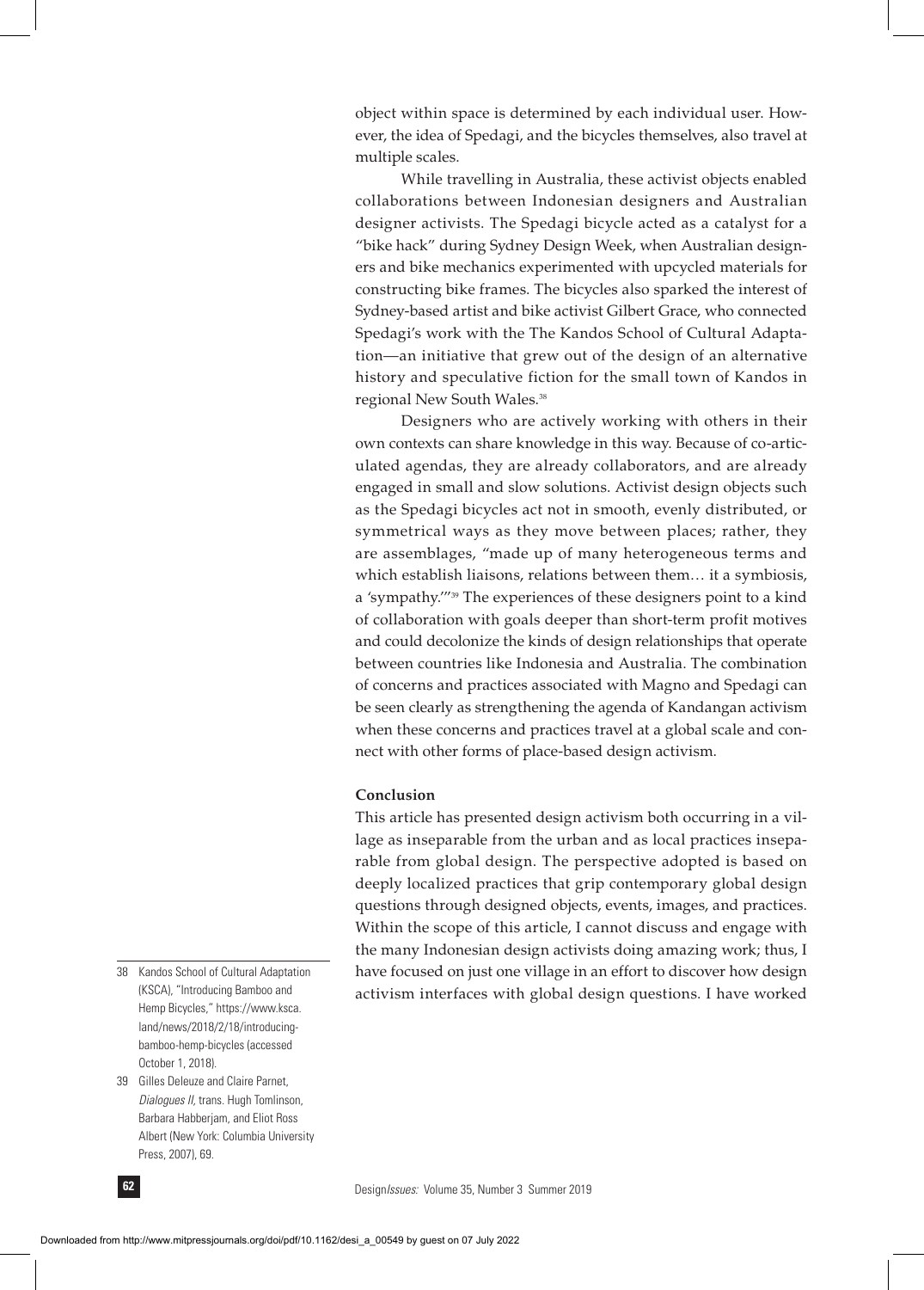object within space is determined by each individual user. However, the idea of Spedagi, and the bicycles themselves, also travel at multiple scales.

While travelling in Australia, these activist objects enabled collaborations between Indonesian designers and Australian designer activists. The Spedagi bicycle acted as a catalyst for a "bike hack" during Sydney Design Week, when Australian designers and bike mechanics experimented with upcycled materials for constructing bike frames. The bicycles also sparked the interest of Sydney-based artist and bike activist Gilbert Grace, who connected Spedagi's work with the The Kandos School of Cultural Adaptation—an initiative that grew out of the design of an alternative history and speculative fiction for the small town of Kandos in regional New South Wales.[38]

Designers who are actively working with others in their own contexts can share knowledge in this way. Because of co-articulated agendas, they are already collaborators, and are already engaged in small and slow solutions. Activist design objects such as the Spedagi bicycles act not in smooth, evenly distributed, or symmetrical ways as they move between places; rather, they are assemblages, "made up of many heterogeneous terms and which establish liaisons, relations between them… it a symbiosis, a 'sympathy.'"[39] The experiences of these designers point to a kind of collaboration with goals deeper than short-term profit motives and could decolonize the kinds of design relationships that operate between countries like Indonesia and Australia. The combination of concerns and practices associated with Magno and Spedagi can be seen clearly as strengthening the agenda of Kandangan activism when these concerns and practices travel at a global scale and connect with other forms of place-based design activism.

**Conclusion**

This article has presented design activism both occurring in a village as inseparable from the urban and as local practices inseparable from global design. The perspective adopted is based on deeply localized practices that grip contemporary global design questions through designed objects, events, images, and practices. Within the scope of this article, I cannot discuss and engage with the many Indonesian design activists doing amazing work; thus, I have focused on just one village in an effort to discover how design activism interfaces with global design questions. I have worked

38 Kandos School of Cultural Adaptation (KSCA), "Introducing Bamboo and Hemp Bicycles," https://www.ksca.land/news/2018/2/18/introducing-bamboo-hemp-bicycles (accessed October 1, 2018).

39 Gilles Deleuze and Claire Parnet, *Dialogues II*, trans. Hugh Tomlinson, Barbara Habberjam, and Eliot Ross Albert (New York: Columbia University Press, 2007), 69.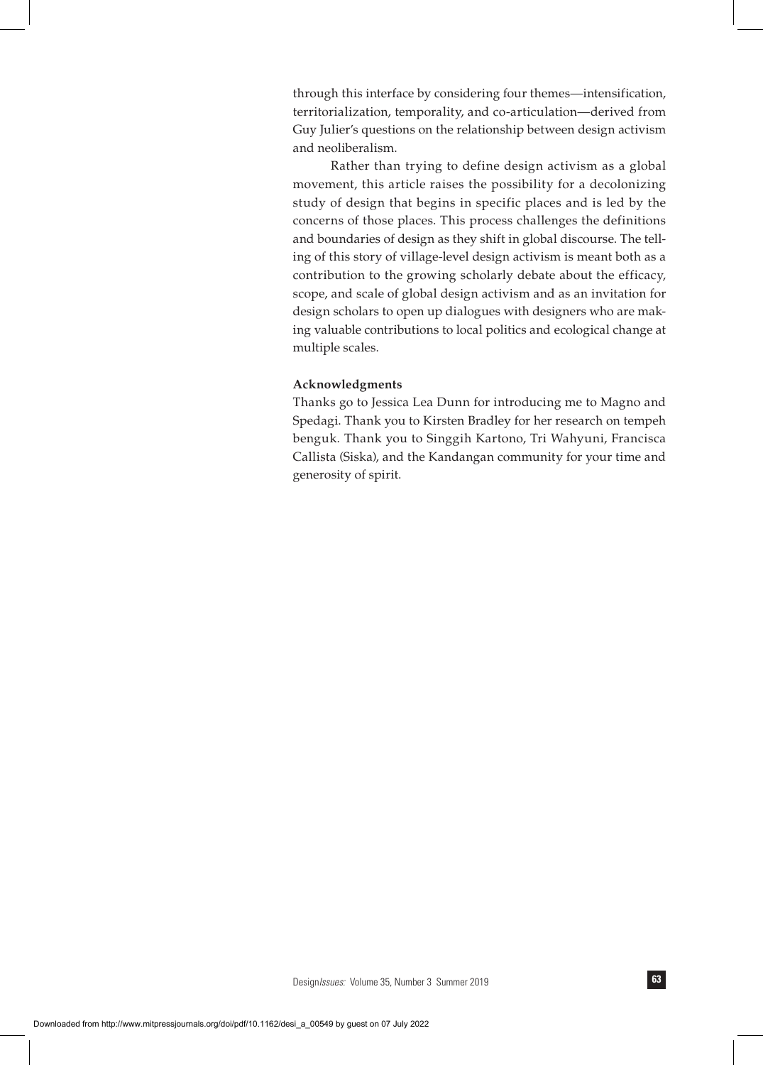through this interface by considering four themes—intensification, territorialization, temporality, and co-articulation—derived from Guy Julier's questions on the relationship between design activism and neoliberalism.

Rather than trying to define design activism as a global movement, this article raises the possibility for a decolonizing study of design that begins in specific places and is led by the concerns of those places. This process challenges the definitions and boundaries of design as they shift in global discourse. The telling of this story of village-level design activism is meant both as a contribution to the growing scholarly debate about the efficacy, scope, and scale of global design activism and as an invitation for design scholars to open up dialogues with designers who are making valuable contributions to local politics and ecological change at multiple scales.

### Acknowledgments

Thanks go to Jessica Lea Dunn for introducing me to Magno and Spedagi. Thank you to Kirsten Bradley for her research on tempeh benguk. Thank you to Singgih Kartono, Tri Wahyuni, Francisca Callista (Siska), and the Kandangan community for your time and generosity of spirit.